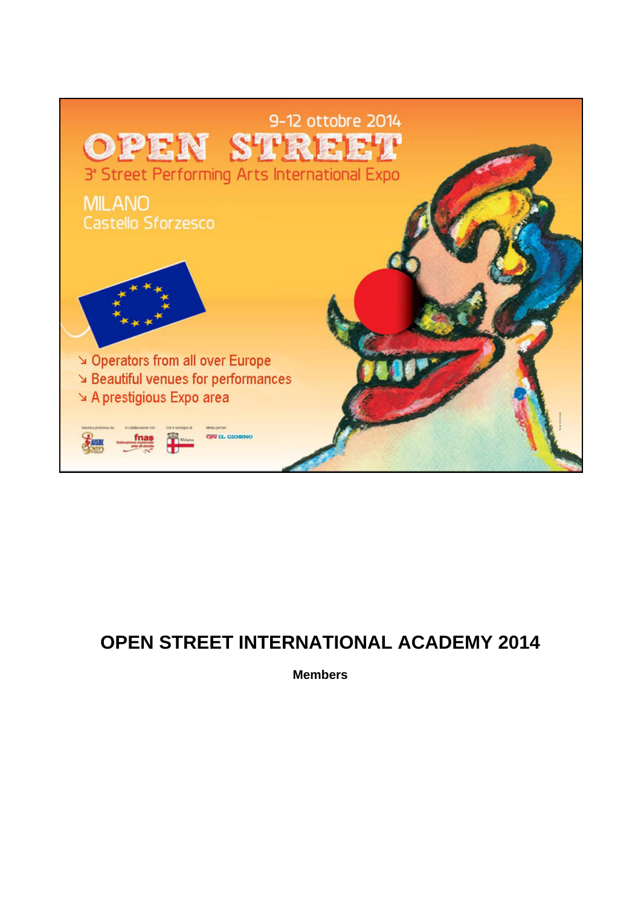9-12 ottobre 2014

# OPEN STREET

3ª Street Performing Arts International Expo

MILANO
Castello Sforzesco

- Operators from all over Europe
- Beautiful venues for performances
- A prestigious Expo area

## OPEN STREET INTERNATIONAL ACADEMY 2014

**Members**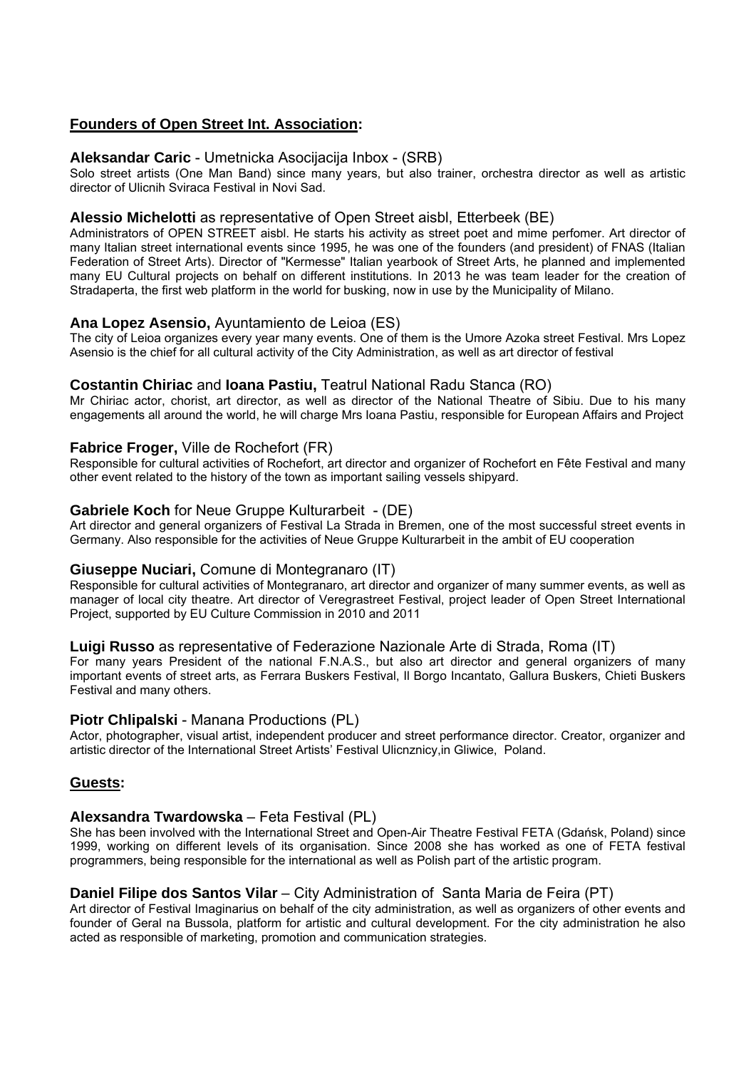## **Founders of Open Street Int. Association:**

**Aleksandar Caric** - Umetnicka Asocijacija Inbox - (SRB)
Solo street artists (One Man Band) since many years, but also trainer, orchestra director as well as artistic director of Ulicnih Sviraca Festival in Novi Sad.

**Alessio Michelotti** as representative of Open Street aisbl, Etterbeek (BE)
Administrators of OPEN STREET aisbl. He starts his activity as street poet and mime perfomer. Art director of many Italian street international events since 1995, he was one of the founders (and president) of FNAS (Italian Federation of Street Arts). Director of "Kermesse" Italian yearbook of Street Arts, he planned and implemented many EU Cultural projects on behalf on different institutions. In 2013 he was team leader for the creation of Stradaperta, the first web platform in the world for busking, now in use by the Municipality of Milano.

**Ana Lopez Asensio,** Ayuntamiento de Leioa (ES)
The city of Leioa organizes every year many events. One of them is the Umore Azoka street Festival. Mrs Lopez Asensio is the chief for all cultural activity of the City Administration, as well as art director of festival

**Costantin Chiriac** and **Ioana Pastiu,** Teatrul National Radu Stanca (RO)
Mr Chiriac actor, chorist, art director, as well as director of the National Theatre of Sibiu. Due to his many engagements all around the world, he will charge Mrs Ioana Pastiu, responsible for European Affairs and Project

**Fabrice Froger,** Ville de Rochefort (FR)
Responsible for cultural activities of Rochefort, art director and organizer of Rochefort en Fête Festival and many other event related to the history of the town as important sailing vessels shipyard.

**Gabriele Koch** for Neue Gruppe Kulturarbeit - (DE)
Art director and general organizers of Festival La Strada in Bremen, one of the most successful street events in Germany. Also responsible for the activities of Neue Gruppe Kulturarbeit in the ambit of EU cooperation

**Giuseppe Nuciari,** Comune di Montegranaro (IT)
Responsible for cultural activities of Montegranaro, art director and organizer of many summer events, as well as manager of local city theatre. Art director of Veregrastreet Festival, project leader of Open Street International Project, supported by EU Culture Commission in 2010 and 2011

**Luigi Russo** as representative of Federazione Nazionale Arte di Strada, Roma (IT)
For many years President of the national F.N.A.S., but also art director and general organizers of many important events of street arts, as Ferrara Buskers Festival, Il Borgo Incantato, Gallura Buskers, Chieti Buskers Festival and many others.

**Piotr Chlipalski** - Manana Productions (PL)
Actor, photographer, visual artist, independent producer and street performance director. Creator, organizer and artistic director of the International Street Artists' Festival Ulicznicy,in Gliwice, Poland.

## **Guests:**

**Alexsandra Twardowska** – Feta Festival (PL)
She has been involved with the International Street and Open-Air Theatre Festival FETA (Gdańsk, Poland) since 1999, working on different levels of its organisation. Since 2008 she has worked as one of FETA festival programmers, being responsible for the international as well as Polish part of the artistic program.

**Daniel Filipe dos Santos Vilar** – City Administration of Santa Maria de Feira (PT)
Art director of Festival Imaginarius on behalf of the city administration, as well as organizers of other events and founder of Geral na Bussola, platform for artistic and cultural development. For the city administration he also acted as responsible of marketing, promotion and communication strategies.